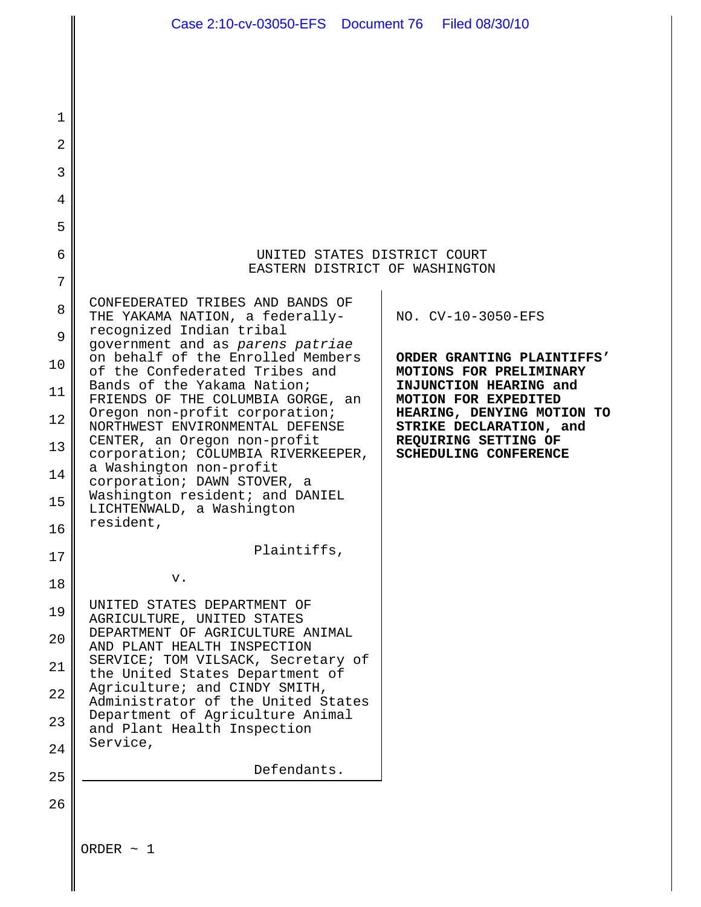UNITED STATES DISTRICT COURT
EASTERN DISTRICT OF WASHINGTON

CONFEDERATED TRIBES AND BANDS OF THE YAKAMA NATION, a federally-recognized Indian tribal government and as *parens patriae* on behalf of the Enrolled Members of the Confederated Tribes and Bands of the Yakama Nation; FRIENDS OF THE COLUMBIA GORGE, an Oregon non-profit corporation; NORTHWEST ENVIRONMENTAL DEFENSE CENTER, an Oregon non-profit corporation; COLUMBIA RIVERKEEPER, a Washington non-profit corporation; DAWN STOVER, a Washington resident; and DANIEL LICHTENWALD, a Washington resident,

Plaintiffs,

v.

UNITED STATES DEPARTMENT OF AGRICULTURE, UNITED STATES DEPARTMENT OF AGRICULTURE ANIMAL AND PLANT HEALTH INSPECTION SERVICE; TOM VILSACK, Secretary of the United States Department of Agriculture; and CINDY SMITH, Administrator of the United States Department of Agriculture Animal and Plant Health Inspection Service,

Defendants.

NO. CV-10-3050-EFS

**ORDER GRANTING PLAINTIFFS' MOTIONS FOR PRELIMINARY INJUNCTION HEARING and MOTION FOR EXPEDITED HEARING, DENYING MOTION TO STRIKE DECLARATION, and REQUIRING SETTING OF SCHEDULING CONFERENCE**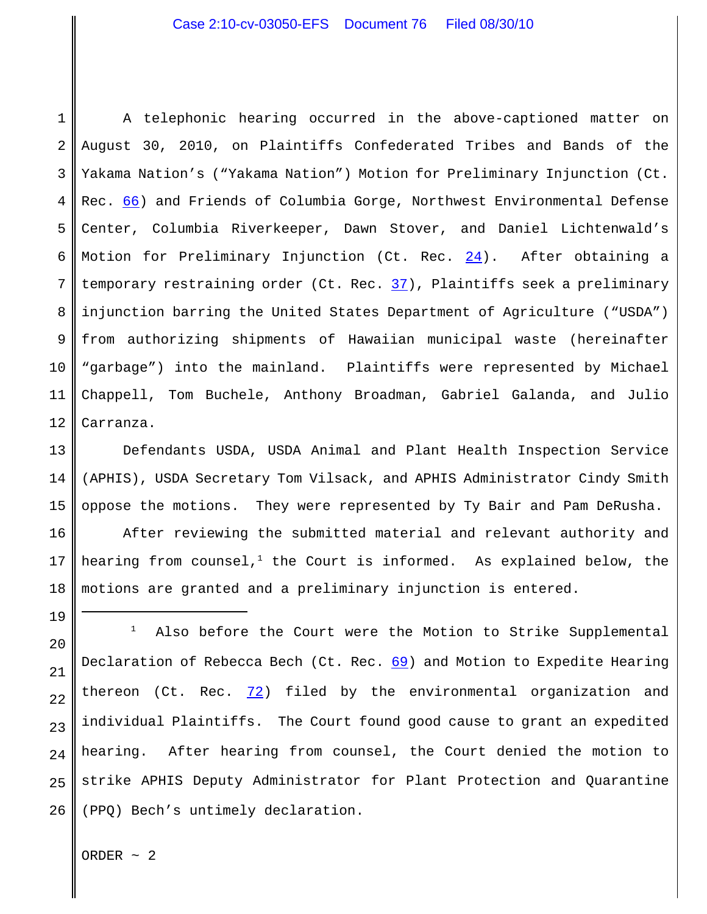A telephonic hearing occurred in the above-captioned matter on August 30, 2010, on Plaintiffs Confederated Tribes and Bands of the Yakama Nation's ("Yakama Nation") Motion for Preliminary Injunction (Ct. Rec. 66) and Friends of Columbia Gorge, Northwest Environmental Defense Center, Columbia Riverkeeper, Dawn Stover, and Daniel Lichtenwald's Motion for Preliminary Injunction (Ct. Rec. 24). After obtaining a temporary restraining order (Ct. Rec. 37), Plaintiffs seek a preliminary injunction barring the United States Department of Agriculture ("USDA") from authorizing shipments of Hawaiian municipal waste (hereinafter "garbage") into the mainland. Plaintiffs were represented by Michael Chappell, Tom Buchele, Anthony Broadman, Gabriel Galanda, and Julio Carranza.

Defendants USDA, USDA Animal and Plant Health Inspection Service (APHIS), USDA Secretary Tom Vilsack, and APHIS Administrator Cindy Smith oppose the motions. They were represented by Ty Bair and Pam DeRusha.

After reviewing the submitted material and relevant authority and hearing from counsel,[1] the Court is informed. As explained below, the motions are granted and a preliminary injunction is entered.

---

[1] Also before the Court were the Motion to Strike Supplemental Declaration of Rebecca Bech (Ct. Rec. 69) and Motion to Expedite Hearing thereon (Ct. Rec. 72) filed by the environmental organization and individual Plaintiffs. The Court found good cause to grant an expedited hearing. After hearing from counsel, the Court denied the motion to strike APHIS Deputy Administrator for Plant Protection and Quarantine (PPQ) Bech's untimely declaration.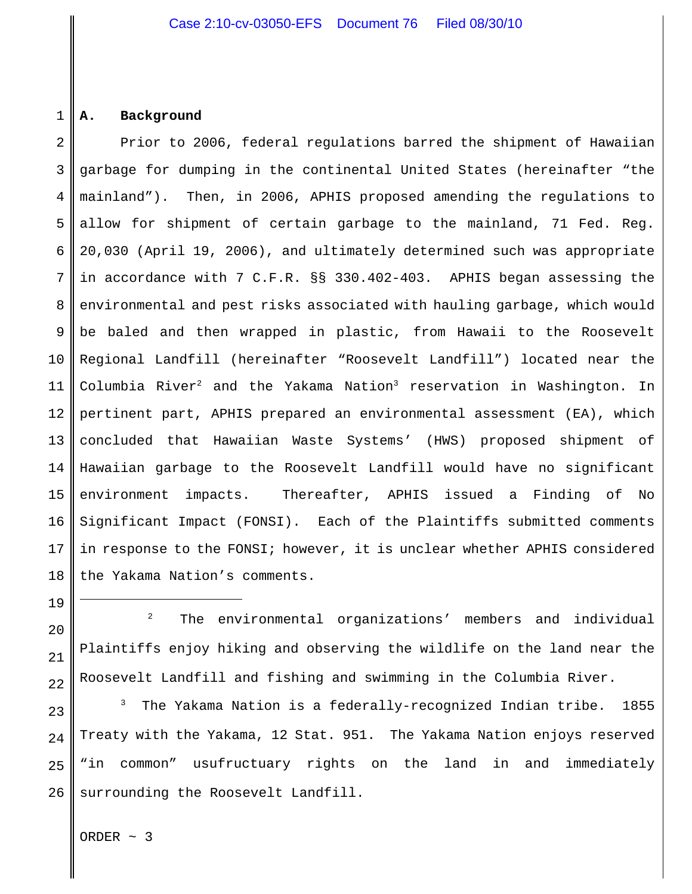## A. Background

Prior to 2006, federal regulations barred the shipment of Hawaiian garbage for dumping in the continental United States (hereinafter "the mainland"). Then, in 2006, APHIS proposed amending the regulations to allow for shipment of certain garbage to the mainland, 71 Fed. Reg. 20,030 (April 19, 2006), and ultimately determined such was appropriate in accordance with 7 C.F.R. §§ 330.402-403. APHIS began assessing the environmental and pest risks associated with hauling garbage, which would be baled and then wrapped in plastic, from Hawaii to the Roosevelt Regional Landfill (hereinafter "Roosevelt Landfill") located near the Columbia River[2] and the Yakama Nation[3] reservation in Washington. In pertinent part, APHIS prepared an environmental assessment (EA), which concluded that Hawaiian Waste Systems' (HWS) proposed shipment of Hawaiian garbage to the Roosevelt Landfill would have no significant environment impacts. Thereafter, APHIS issued a Finding of No Significant Impact (FONSI). Each of the Plaintiffs submitted comments in response to the FONSI; however, it is unclear whether APHIS considered the Yakama Nation's comments.

---

[2] The environmental organizations' members and individual Plaintiffs enjoy hiking and observing the wildlife on the land near the Roosevelt Landfill and fishing and swimming in the Columbia River.

[3] The Yakama Nation is a federally-recognized Indian tribe. 1855 Treaty with the Yakama, 12 Stat. 951. The Yakama Nation enjoys reserved "in common" usufructuary rights on the land in and immediately surrounding the Roosevelt Landfill.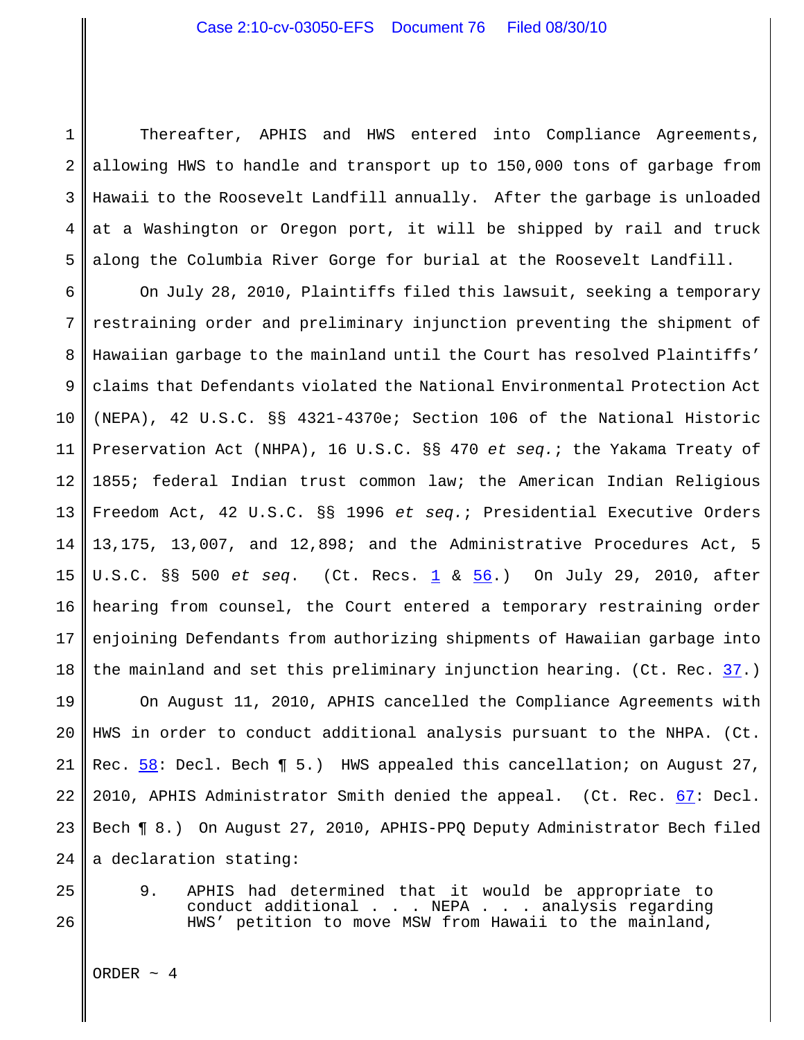Thereafter, APHIS and HWS entered into Compliance Agreements, allowing HWS to handle and transport up to 150,000 tons of garbage from Hawaii to the Roosevelt Landfill annually. After the garbage is unloaded at a Washington or Oregon port, it will be shipped by rail and truck along the Columbia River Gorge for burial at the Roosevelt Landfill.

On July 28, 2010, Plaintiffs filed this lawsuit, seeking a temporary restraining order and preliminary injunction preventing the shipment of Hawaiian garbage to the mainland until the Court has resolved Plaintiffs' claims that Defendants violated the National Environmental Protection Act (NEPA), 42 U.S.C. §§ 4321-4370e; Section 106 of the National Historic Preservation Act (NHPA), 16 U.S.C. §§ 470 *et seq.*; the Yakama Treaty of 1855; federal Indian trust common law; the American Indian Religious Freedom Act, 42 U.S.C. §§ 1996 *et seq.*; Presidential Executive Orders 13,175, 13,007, and 12,898; and the Administrative Procedures Act, 5 U.S.C. §§ 500 *et seq*. (Ct. Recs. 1 & 56.) On July 29, 2010, after hearing from counsel, the Court entered a temporary restraining order enjoining Defendants from authorizing shipments of Hawaiian garbage into the mainland and set this preliminary injunction hearing. (Ct. Rec. 37.)

On August 11, 2010, APHIS cancelled the Compliance Agreements with HWS in order to conduct additional analysis pursuant to the NHPA. (Ct. Rec. 58: Decl. Bech ¶ 5.) HWS appealed this cancellation; on August 27, 2010, APHIS Administrator Smith denied the appeal. (Ct. Rec. 67: Decl. Bech ¶ 8.) On August 27, 2010, APHIS-PPQ Deputy Administrator Bech filed a declaration stating:

> 9. APHIS had determined that it would be appropriate to conduct additional . . . NEPA . . . analysis regarding HWS' petition to move MSW from Hawaii to the mainland,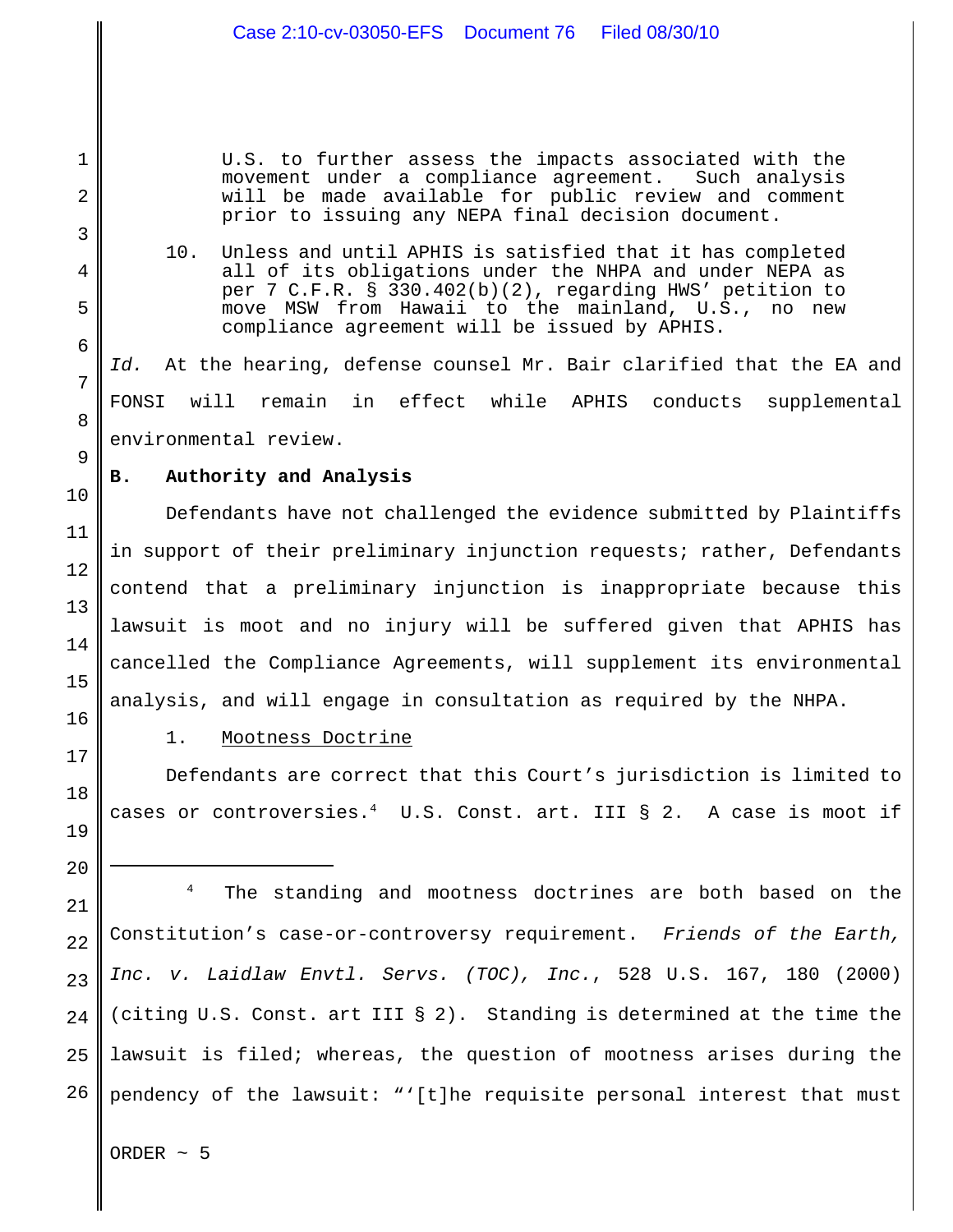> U.S. to further assess the impacts associated with the movement under a compliance agreement. Such analysis will be made available for public review and comment prior to issuing any NEPA final decision document.
>
> 10. Unless and until APHIS is satisfied that it has completed all of its obligations under the NHPA and under NEPA as per 7 C.F.R. § 330.402(b)(2), regarding HWS' petition to move MSW from Hawaii to the mainland, U.S., no new compliance agreement will be issued by APHIS.

*Id.* At the hearing, defense counsel Mr. Bair clarified that the EA and FONSI will remain in effect while APHIS conducts supplemental environmental review.

**B. Authority and Analysis**

Defendants have not challenged the evidence submitted by Plaintiffs in support of their preliminary injunction requests; rather, Defendants contend that a preliminary injunction is inappropriate because this lawsuit is moot and no injury will be suffered given that APHIS has cancelled the Compliance Agreements, will supplement its environmental analysis, and will engage in consultation as required by the NHPA.

1. Mootness Doctrine

Defendants are correct that this Court's jurisdiction is limited to cases or controversies.[4] U.S. Const. art. III § 2. A case is moot if

---

[4] The standing and mootness doctrines are both based on the Constitution's case-or-controversy requirement. *Friends of the Earth, Inc. v. Laidlaw Envtl. Servs. (TOC), Inc.*, 528 U.S. 167, 180 (2000) (citing U.S. Const. art III § 2). Standing is determined at the time the lawsuit is filed; whereas, the question of mootness arises during the pendency of the lawsuit: "'[t]he requisite personal interest that must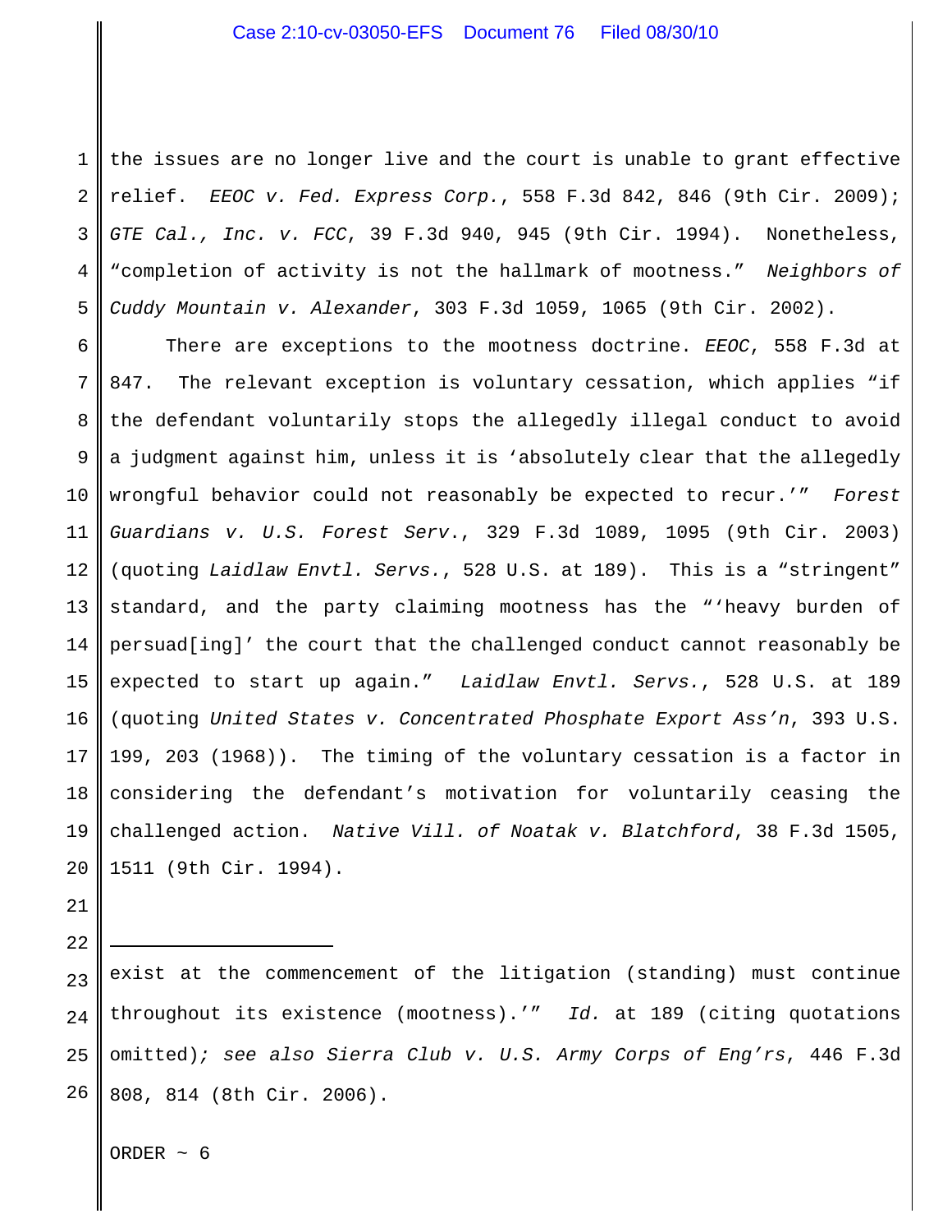the issues are no longer live and the court is unable to grant effective relief. *EEOC v. Fed. Express Corp.*, 558 F.3d 842, 846 (9th Cir. 2009); *GTE Cal., Inc. v. FCC*, 39 F.3d 940, 945 (9th Cir. 1994). Nonetheless, "completion of activity is not the hallmark of mootness." *Neighbors of Cuddy Mountain v. Alexander*, 303 F.3d 1059, 1065 (9th Cir. 2002).

There are exceptions to the mootness doctrine. *EEOC*, 558 F.3d at 847. The relevant exception is voluntary cessation, which applies "if the defendant voluntarily stops the allegedly illegal conduct to avoid a judgment against him, unless it is 'absolutely clear that the allegedly wrongful behavior could not reasonably be expected to recur.'" *Forest Guardians v. U.S. Forest Serv.*, 329 F.3d 1089, 1095 (9th Cir. 2003) (quoting *Laidlaw Envtl. Servs.*, 528 U.S. at 189). This is a "stringent" standard, and the party claiming mootness has the "'heavy burden of persuad[ing]' the court that the challenged conduct cannot reasonably be expected to start up again." *Laidlaw Envtl. Servs.*, 528 U.S. at 189 (quoting *United States v. Concentrated Phosphate Export Ass'n*, 393 U.S. 199, 203 (1968)). The timing of the voluntary cessation is a factor in considering the defendant's motivation for voluntarily ceasing the challenged action. *Native Vill. of Noatak v. Blatchford*, 38 F.3d 1505, 1511 (9th Cir. 1994).

---

exist at the commencement of the litigation (standing) must continue throughout its existence (mootness).'" *Id.* at 189 (citing quotations omitted); *see also Sierra Club v. U.S. Army Corps of Eng'rs*, 446 F.3d 808, 814 (8th Cir. 2006).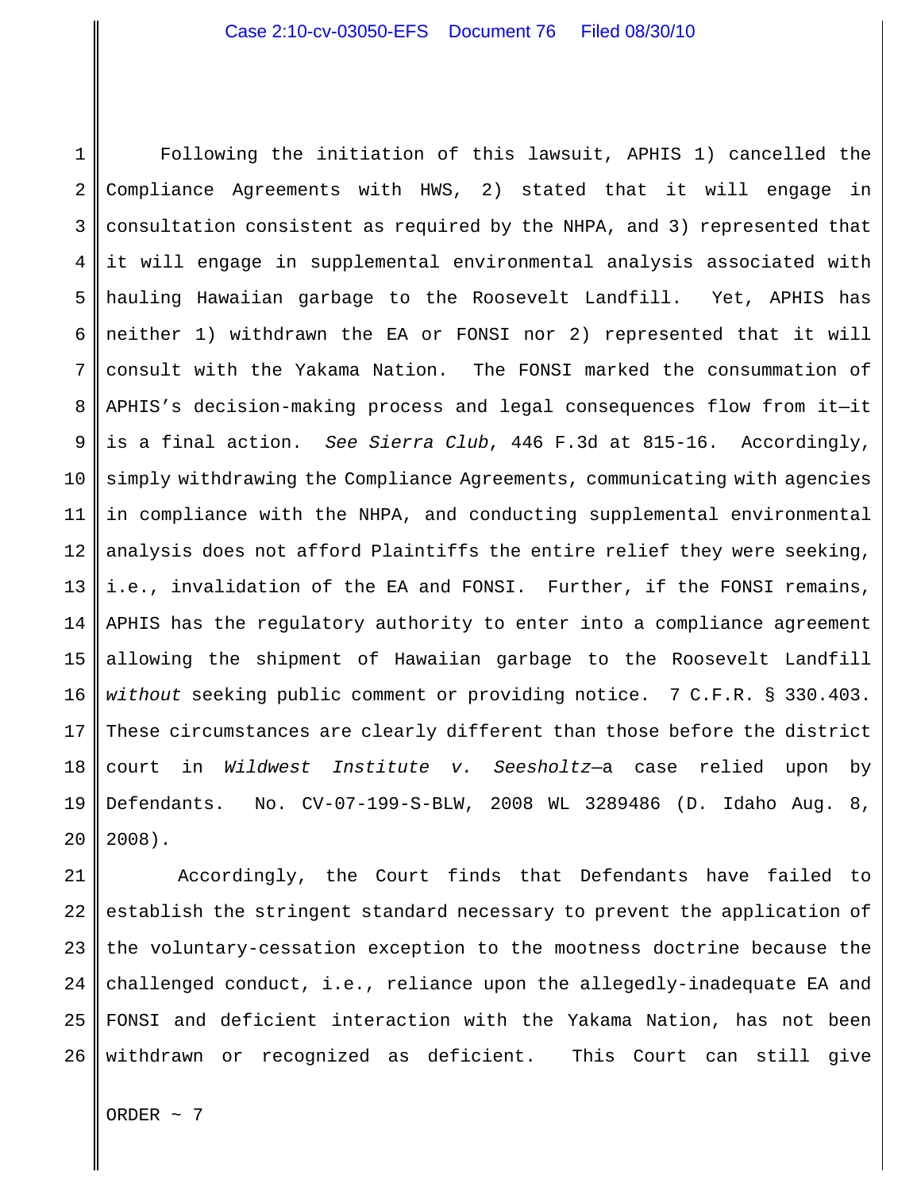Following the initiation of this lawsuit, APHIS 1) cancelled the Compliance Agreements with HWS, 2) stated that it will engage in consultation consistent as required by the NHPA, and 3) represented that it will engage in supplemental environmental analysis associated with hauling Hawaiian garbage to the Roosevelt Landfill. Yet, APHIS has neither 1) withdrawn the EA or FONSI nor 2) represented that it will consult with the Yakama Nation. The FONSI marked the consummation of APHIS's decision-making process and legal consequences flow from it—it is a final action. *See Sierra Club*, 446 F.3d at 815-16. Accordingly, simply withdrawing the Compliance Agreements, communicating with agencies in compliance with the NHPA, and conducting supplemental environmental analysis does not afford Plaintiffs the entire relief they were seeking, i.e., invalidation of the EA and FONSI. Further, if the FONSI remains, APHIS has the regulatory authority to enter into a compliance agreement allowing the shipment of Hawaiian garbage to the Roosevelt Landfill *without* seeking public comment or providing notice. 7 C.F.R. § 330.403. These circumstances are clearly different than those before the district court in *Wildwest Institute v. Seesholtz*—a case relied upon by Defendants. No. CV-07-199-S-BLW, 2008 WL 3289486 (D. Idaho Aug. 8, 2008).

Accordingly, the Court finds that Defendants have failed to establish the stringent standard necessary to prevent the application of the voluntary-cessation exception to the mootness doctrine because the challenged conduct, i.e., reliance upon the allegedly-inadequate EA and FONSI and deficient interaction with the Yakama Nation, has not been withdrawn or recognized as deficient. This Court can still give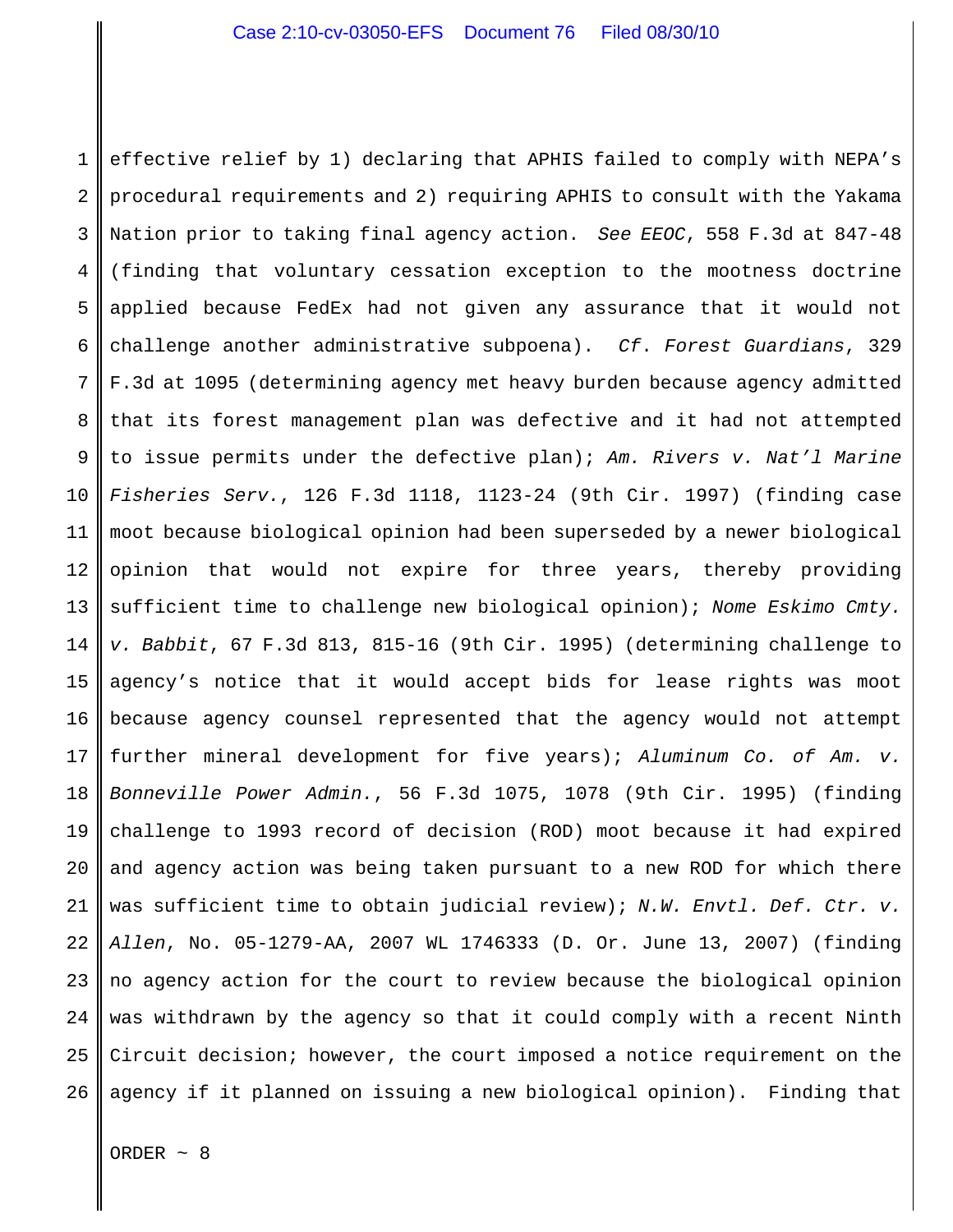effective relief by 1) declaring that APHIS failed to comply with NEPA's procedural requirements and 2) requiring APHIS to consult with the Yakama Nation prior to taking final agency action. *See EEOC*, 558 F.3d at 847-48 (finding that voluntary cessation exception to the mootness doctrine applied because FedEx had not given any assurance that it would not challenge another administrative subpoena). *Cf. Forest Guardians*, 329 F.3d at 1095 (determining agency met heavy burden because agency admitted that its forest management plan was defective and it had not attempted to issue permits under the defective plan); *Am. Rivers v. Nat'l Marine Fisheries Serv.*, 126 F.3d 1118, 1123-24 (9th Cir. 1997) (finding case moot because biological opinion had been superseded by a newer biological opinion that would not expire for three years, thereby providing sufficient time to challenge new biological opinion); *Nome Eskimo Cmty. v. Babbit*, 67 F.3d 813, 815-16 (9th Cir. 1995) (determining challenge to agency's notice that it would accept bids for lease rights was moot because agency counsel represented that the agency would not attempt further mineral development for five years); *Aluminum Co. of Am. v. Bonneville Power Admin.*, 56 F.3d 1075, 1078 (9th Cir. 1995) (finding challenge to 1993 record of decision (ROD) moot because it had expired and agency action was being taken pursuant to a new ROD for which there was sufficient time to obtain judicial review); *N.W. Envtl. Def. Ctr. v. Allen*, No. 05-1279-AA, 2007 WL 1746333 (D. Or. June 13, 2007) (finding no agency action for the court to review because the biological opinion was withdrawn by the agency so that it could comply with a recent Ninth Circuit decision; however, the court imposed a notice requirement on the agency if it planned on issuing a new biological opinion). Finding that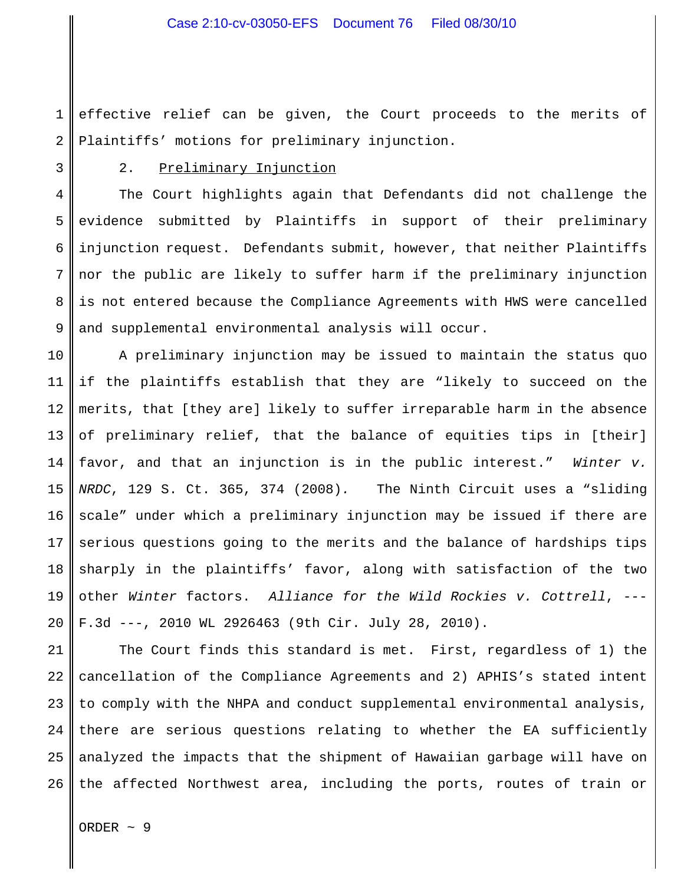effective relief can be given, the Court proceeds to the merits of Plaintiffs' motions for preliminary injunction.

2. Preliminary Injunction

The Court highlights again that Defendants did not challenge the evidence submitted by Plaintiffs in support of their preliminary injunction request. Defendants submit, however, that neither Plaintiffs nor the public are likely to suffer harm if the preliminary injunction is not entered because the Compliance Agreements with HWS were cancelled and supplemental environmental analysis will occur.

A preliminary injunction may be issued to maintain the status quo if the plaintiffs establish that they are "likely to succeed on the merits, that [they are] likely to suffer irreparable harm in the absence of preliminary relief, that the balance of equities tips in [their] favor, and that an injunction is in the public interest." *Winter v. NRDC*, 129 S. Ct. 365, 374 (2008). The Ninth Circuit uses a "sliding scale" under which a preliminary injunction may be issued if there are serious questions going to the merits and the balance of hardships tips sharply in the plaintiffs' favor, along with satisfaction of the two other *Winter* factors. *Alliance for the Wild Rockies v. Cottrell*, --- F.3d ---, 2010 WL 2926463 (9th Cir. July 28, 2010).

The Court finds this standard is met. First, regardless of 1) the cancellation of the Compliance Agreements and 2) APHIS's stated intent to comply with the NHPA and conduct supplemental environmental analysis, there are serious questions relating to whether the EA sufficiently analyzed the impacts that the shipment of Hawaiian garbage will have on the affected Northwest area, including the ports, routes of train or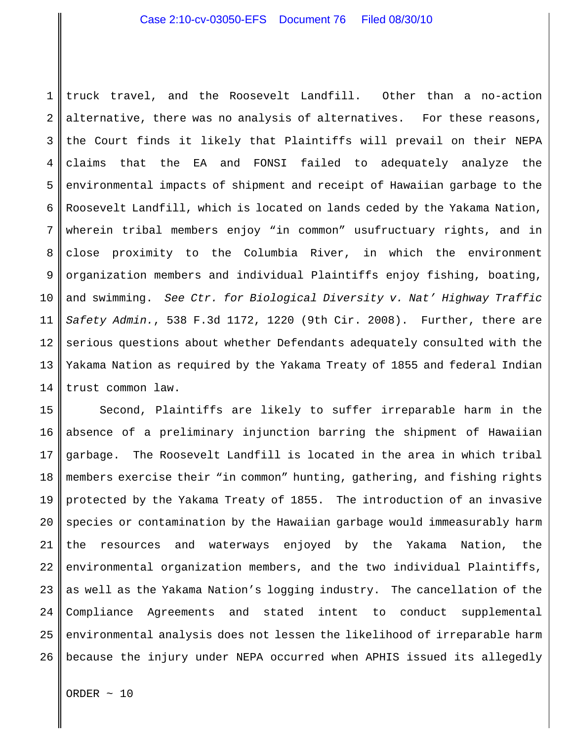truck travel, and the Roosevelt Landfill. Other than a no-action alternative, there was no analysis of alternatives. For these reasons, the Court finds it likely that Plaintiffs will prevail on their NEPA claims that the EA and FONSI failed to adequately analyze the environmental impacts of shipment and receipt of Hawaiian garbage to the Roosevelt Landfill, which is located on lands ceded by the Yakama Nation, wherein tribal members enjoy "in common" usufructuary rights, and in close proximity to the Columbia River, in which the environment organization members and individual Plaintiffs enjoy fishing, boating, and swimming. *See Ctr. for Biological Diversity v. Nat' Highway Traffic Safety Admin.*, 538 F.3d 1172, 1220 (9th Cir. 2008). Further, there are serious questions about whether Defendants adequately consulted with the Yakama Nation as required by the Yakama Treaty of 1855 and federal Indian trust common law.

Second, Plaintiffs are likely to suffer irreparable harm in the absence of a preliminary injunction barring the shipment of Hawaiian garbage. The Roosevelt Landfill is located in the area in which tribal members exercise their "in common" hunting, gathering, and fishing rights protected by the Yakama Treaty of 1855. The introduction of an invasive species or contamination by the Hawaiian garbage would immeasurably harm the resources and waterways enjoyed by the Yakama Nation, the environmental organization members, and the two individual Plaintiffs, as well as the Yakama Nation's logging industry. The cancellation of the Compliance Agreements and stated intent to conduct supplemental environmental analysis does not lessen the likelihood of irreparable harm because the injury under NEPA occurred when APHIS issued its allegedly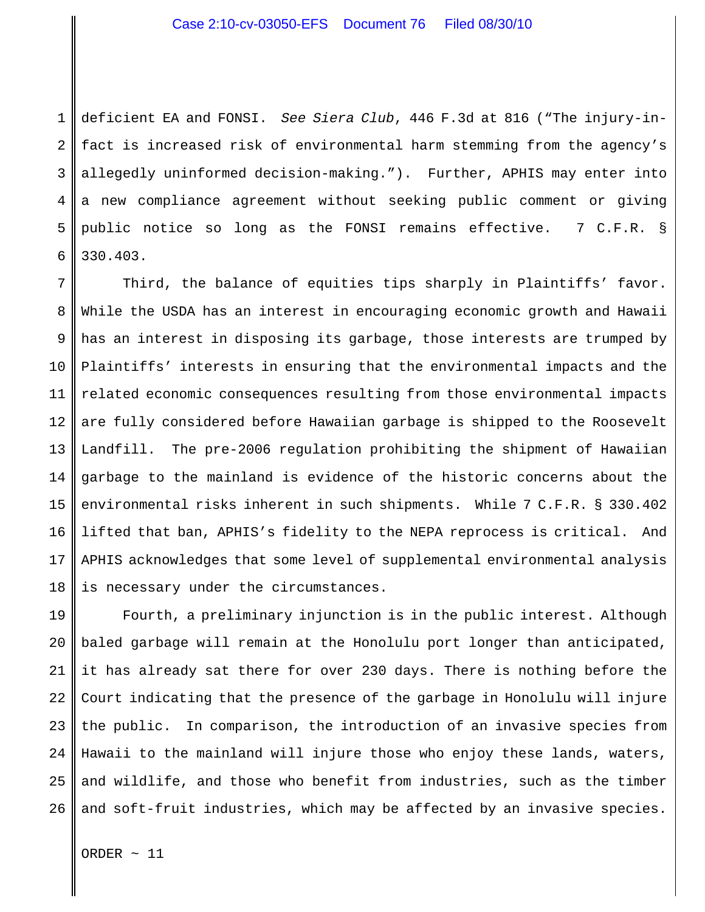deficient EA and FONSI. *See Siera Club*, 446 F.3d at 816 ("The injury-in-fact is increased risk of environmental harm stemming from the agency's allegedly uninformed decision-making."). Further, APHIS may enter into a new compliance agreement without seeking public comment or giving public notice so long as the FONSI remains effective. 7 C.F.R. § 330.403.

Third, the balance of equities tips sharply in Plaintiffs' favor. While the USDA has an interest in encouraging economic growth and Hawaii has an interest in disposing its garbage, those interests are trumped by Plaintiffs' interests in ensuring that the environmental impacts and the related economic consequences resulting from those environmental impacts are fully considered before Hawaiian garbage is shipped to the Roosevelt Landfill. The pre-2006 regulation prohibiting the shipment of Hawaiian garbage to the mainland is evidence of the historic concerns about the environmental risks inherent in such shipments. While 7 C.F.R. § 330.402 lifted that ban, APHIS's fidelity to the NEPA reprocess is critical. And APHIS acknowledges that some level of supplemental environmental analysis is necessary under the circumstances.

Fourth, a preliminary injunction is in the public interest. Although baled garbage will remain at the Honolulu port longer than anticipated, it has already sat there for over 230 days. There is nothing before the Court indicating that the presence of the garbage in Honolulu will injure the public. In comparison, the introduction of an invasive species from Hawaii to the mainland will injure those who enjoy these lands, waters, and wildlife, and those who benefit from industries, such as the timber and soft-fruit industries, which may be affected by an invasive species.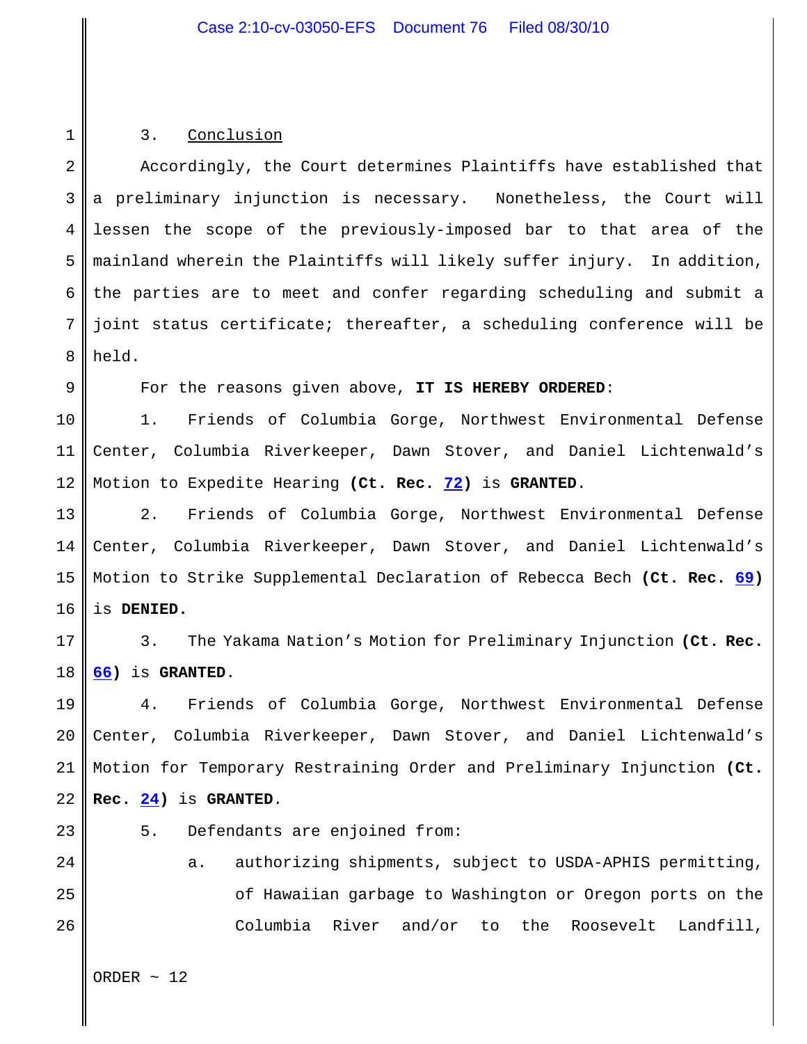3. Conclusion

Accordingly, the Court determines Plaintiffs have established that a preliminary injunction is necessary. Nonetheless, the Court will lessen the scope of the previously-imposed bar to that area of the mainland wherein the Plaintiffs will likely suffer injury. In addition, the parties are to meet and confer regarding scheduling and submit a joint status certificate; thereafter, a scheduling conference will be held.

For the reasons given above, **IT IS HEREBY ORDERED**:

1. Friends of Columbia Gorge, Northwest Environmental Defense Center, Columbia Riverkeeper, Dawn Stover, and Daniel Lichtenwald's Motion to Expedite Hearing **(Ct. Rec. 72)** is **GRANTED**.

2. Friends of Columbia Gorge, Northwest Environmental Defense Center, Columbia Riverkeeper, Dawn Stover, and Daniel Lichtenwald's Motion to Strike Supplemental Declaration of Rebecca Bech **(Ct. Rec. 69)** is **DENIED.**

3. The Yakama Nation's Motion for Preliminary Injunction **(Ct. Rec. 66)** is **GRANTED**.

4. Friends of Columbia Gorge, Northwest Environmental Defense Center, Columbia Riverkeeper, Dawn Stover, and Daniel Lichtenwald's Motion for Temporary Restraining Order and Preliminary Injunction **(Ct. Rec. 24)** is **GRANTED**.

5. Defendants are enjoined from:

   a. authorizing shipments, subject to USDA-APHIS permitting, of Hawaiian garbage to Washington or Oregon ports on the Columbia River and/or to the Roosevelt Landfill,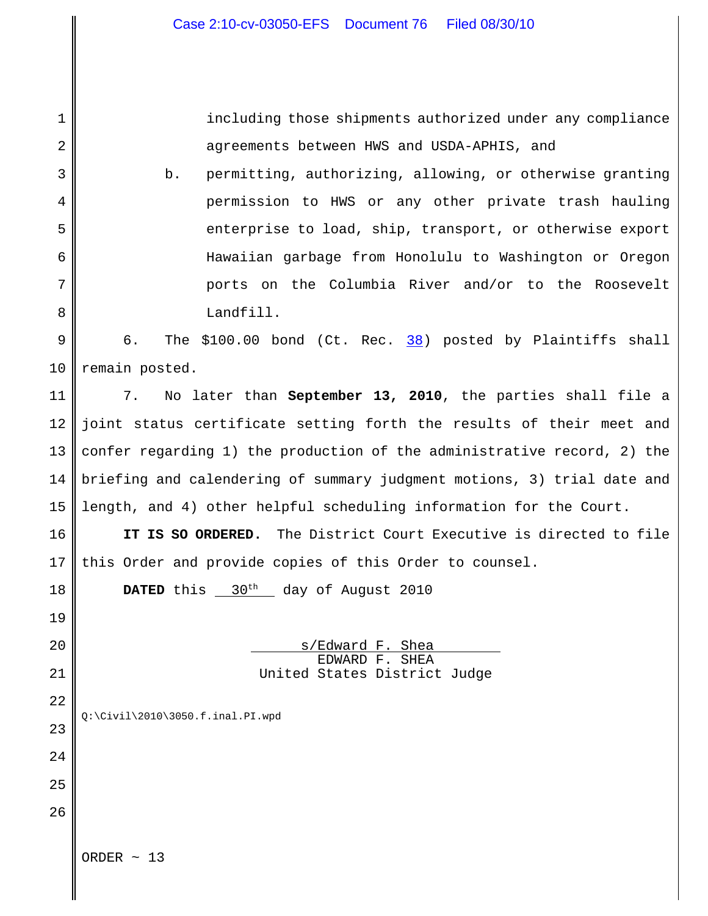including those shipments authorized under any compliance agreements between HWS and USDA-APHIS, and

b. permitting, authorizing, allowing, or otherwise granting permission to HWS or any other private trash hauling enterprise to load, ship, transport, or otherwise export Hawaiian garbage from Honolulu to Washington or Oregon ports on the Columbia River and/or to the Roosevelt Landfill.

6. The $100.00 bond (Ct. Rec. 38) posted by Plaintiffs shall remain posted.

7. No later than **September 13, 2010**, the parties shall file a joint status certificate setting forth the results of their meet and confer regarding 1) the production of the administrative record, 2) the briefing and calendering of summary judgment motions, 3) trial date and length, and 4) other helpful scheduling information for the Court.

**IT IS SO ORDERED.** The District Court Executive is directed to file this Order and provide copies of this Order to counsel.

**DATED** this 30th day of August 2010

s/Edward F. Shea
EDWARD F. SHEA
United States District Judge

Q:\Civil\2010\3050.f.inal.PI.wpd